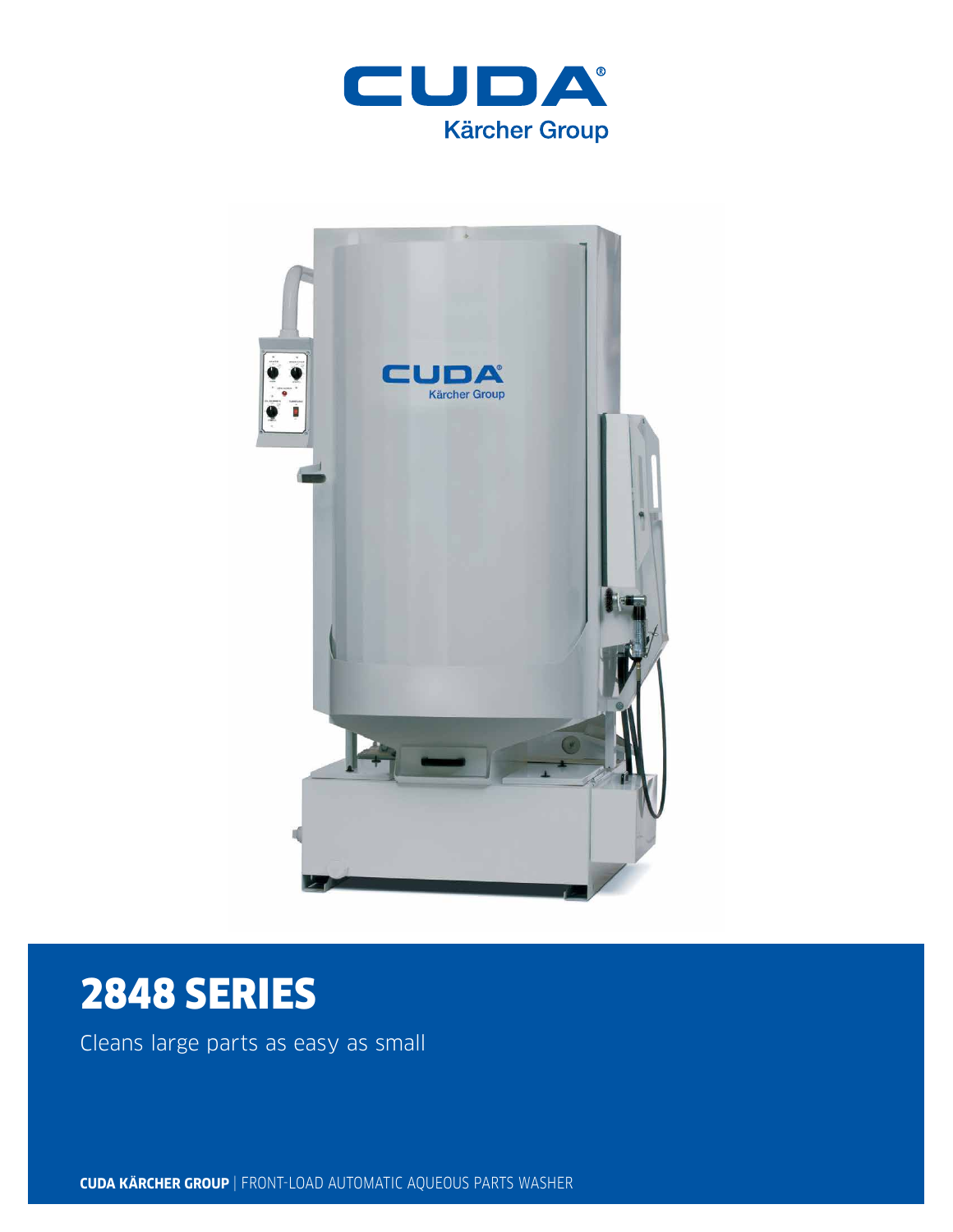CUDA®
Kärcher Group

# 2848 SERIES

Cleans large parts as easy as small

**CUDA KÄRCHER GROUP** | FRONT-LOAD AUTOMATIC AQUEOUS PARTS WASHER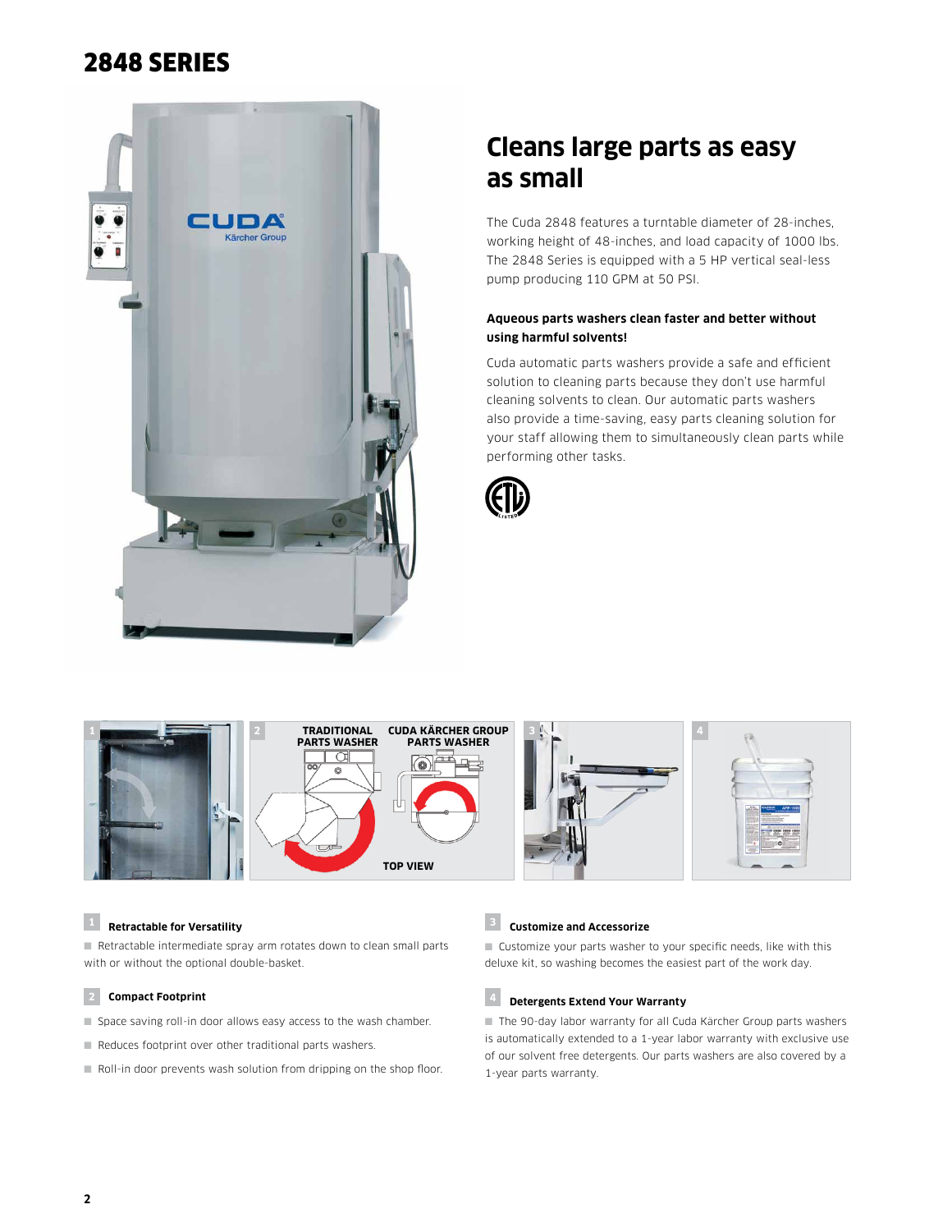# 2848 SERIES

## Cleans large parts as easy as small

The Cuda 2848 features a turntable diameter of 28-inches, working height of 48-inches, and load capacity of 1000 lbs. The 2848 Series is equipped with a 5 HP vertical seal-less pump producing 110 GPM at 50 PSI.

**Aqueous parts washers clean faster and better without using harmful solvents!**

Cuda automatic parts washers provide a safe and efficient solution to cleaning parts because they don't use harmful cleaning solvents to clean. Our automatic parts washers also provide a time-saving, easy parts cleaning solution for your staff allowing them to simultaneously clean parts while performing other tasks.

### 1 Retractable for Versatility

- Retractable intermediate spray arm rotates down to clean small parts with or without the optional double-basket.

### 2 Compact Footprint

- Space saving roll-in door allows easy access to the wash chamber.
- Reduces footprint over other traditional parts washers.
- Roll-in door prevents wash solution from dripping on the shop floor.

### 3 Customize and Accessorize

- Customize your parts washer to your specific needs, like with this deluxe kit, so washing becomes the easiest part of the work day.

### 4 Detergents Extend Your Warranty

- The 90-day labor warranty for all Cuda Kärcher Group parts washers is automatically extended to a 1-year labor warranty with exclusive use of our solvent free detergents. Our parts washers are also covered by a 1-year parts warranty.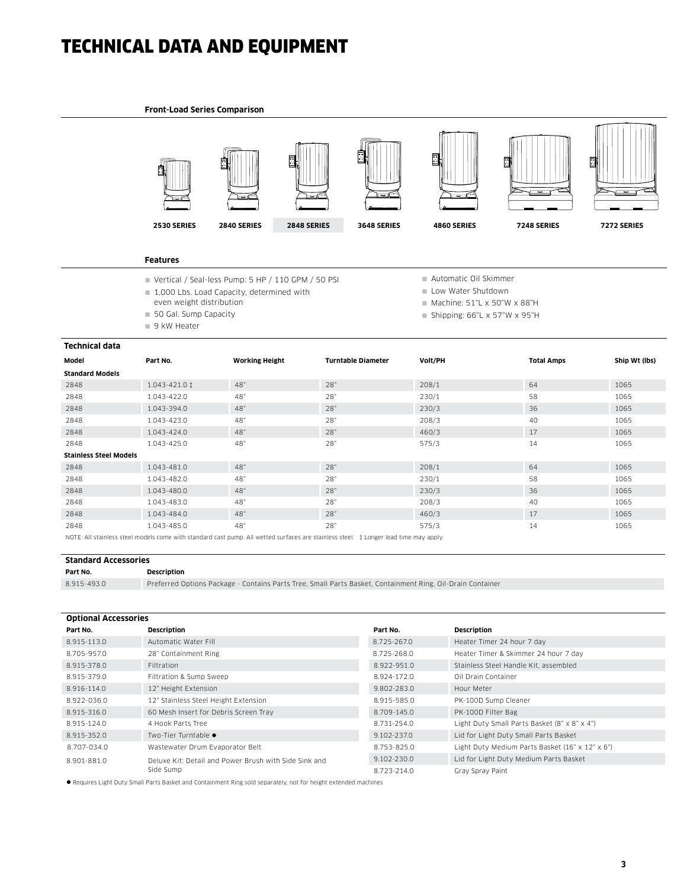# TECHNICAL DATA AND EQUIPMENT

**Front-Load Series Comparison**

| 2530 SERIES | 2840 SERIES | 2848 SERIES | 3648 SERIES | 4860 SERIES | 7248 SERIES | 7272 SERIES |
|---|---|---|---|---|---|---|

**Features**

- Vertical / Seal-less Pump: 5 HP / 110 GPM / 50 PSI
- 1,000 Lbs. Load Capacity, determined with even weight distribution
- 50 Gal. Sump Capacity
- 9 kW Heater
- Automatic Oil Skimmer
- Low Water Shutdown
- Machine: 51"L x 50"W x 88"H
- Shipping: 66"L x 57"W x 95"H

**Technical data**

| Model | Part No. | Working Height | Turntable Diameter | Volt/PH | Total Amps | Ship Wt (lbs) |
|---|---|---|---|---|---|---|
| **Standard Models** | | | | | | |
| 2848 | 1.043-421.0 ‡ | 48" | 28" | 208/1 | 64 | 1065 |
| 2848 | 1.043-422.0 | 48" | 28" | 230/1 | 58 | 1065 |
| 2848 | 1.043-394.0 | 48" | 28" | 230/3 | 36 | 1065 |
| 2848 | 1.043-423.0 | 48" | 28" | 208/3 | 40 | 1065 |
| 2848 | 1.043-424.0 | 48" | 28" | 460/3 | 17 | 1065 |
| 2848 | 1.043-425.0 | 48" | 28" | 575/3 | 14 | 1065 |
| **Stainless Steel Models** | | | | | | |
| 2848 | 1.043-481.0 | 48" | 28" | 208/1 | 64 | 1065 |
| 2848 | 1.043-482.0 | 48" | 28" | 230/1 | 58 | 1065 |
| 2848 | 1.043-480.0 | 48" | 28" | 230/3 | 36 | 1065 |
| 2848 | 1.043-483.0 | 48" | 28" | 208/3 | 40 | 1065 |
| 2848 | 1.043-484.0 | 48" | 28" | 460/3 | 17 | 1065 |
| 2848 | 1.043-485.0 | 48" | 28" | 575/3 | 14 | 1065 |

NOTE: All stainless steel models come with standard cast pump. All wetted surfaces are stainless steel. ‡ Longer lead time may apply.

**Standard Accessories**

| Part No. | Description |
|---|---|
| 8.915-493.0 | Preferred Options Package - Contains Parts Tree, Small Parts Basket, Containment Ring, Oil-Drain Container |

**Optional Accessories**

| Part No. | Description | Part No. | Description |
|---|---|---|---|
| 8.915-113.0 | Automatic Water Fill | 8.725-267.0 | Heater Timer 24 hour 7 day |
| 8.705-957.0 | 28" Containment Ring | 8.725-268.0 | Heater Timer & Skimmer 24 hour 7 day |
| 8.915-378.0 | Filtration | 8.922-951.0 | Stainless Steel Handle Kit, assembled |
| 8.915-379.0 | Filtration & Sump Sweep | 8.924-172.0 | Oil Drain Container |
| 8.916-114.0 | 12" Height Extension | 9.802-283.0 | Hour Meter |
| 8.922-036.0 | 12" Stainless Steel Height Extension | 8.915-585.0 | PK-100D Sump Cleaner |
| 8.915-316.0 | 60 Mesh Insert for Debris Screen Tray | 8.709-145.0 | PK-100D Filter Bag |
| 8.915-124.0 | 4 Hook Parts Tree | 8.731-254.0 | Light Duty Small Parts Basket (8" x 8" x 4") |
| 8.915-352.0 | Two-Tier Turntable ● | 9.102-237.0 | Lid for Light Duty Small Parts Basket |
| 8.707-034.0 | Wastewater Drum Evaporator Belt | 8.753-825.0 | Light Duty Medium Parts Basket (16" x 12" x 6") |
| 8.901-881.0 | Deluxe Kit: Detail and Power Brush with Side Sink and Side Sump | 9.102-230.0 | Lid for Light Duty Medium Parts Basket |
| | | 8.723-214.0 | Gray Spray Paint |

● Requires Light Duty Small Parts Basket and Containment Ring sold separately, not for height extended machines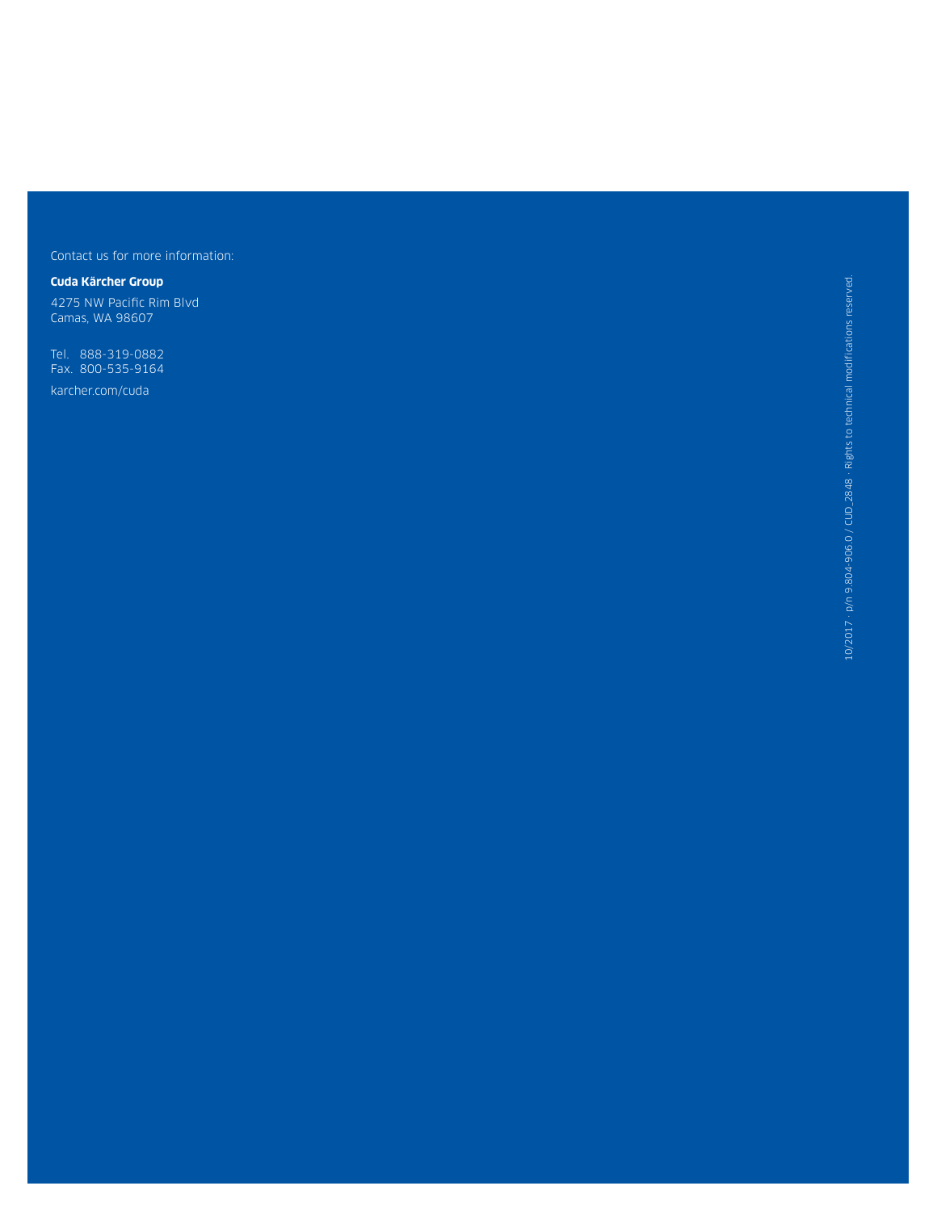Contact us for more information:

**Cuda Kärcher Group**

4275 NW Pacific Rim Blvd
Camas, WA 98607

Tel. 888-319-0882
Fax. 800-535-9164

karcher.com/cuda

10/2017 · p/n 9.804-906.0 / CUD_2848 · Rights to technical modifications reserved.